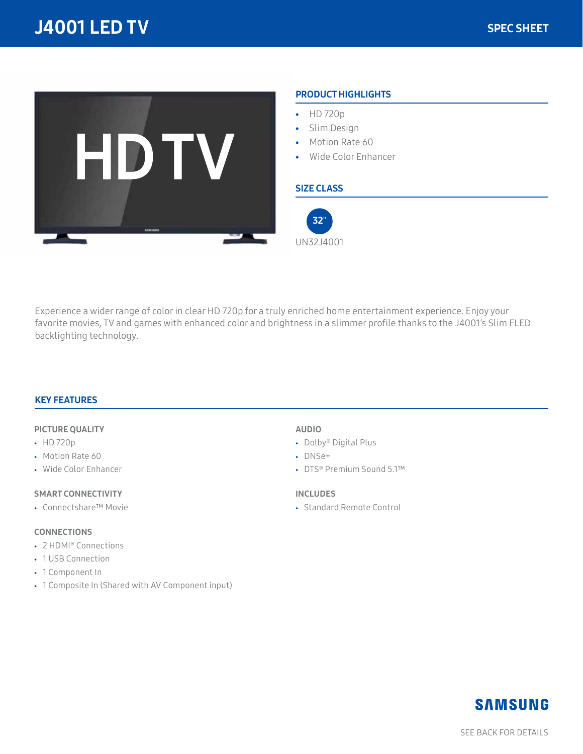# J4001 LED TV

SPEC SHEET

## PRODUCT HIGHLIGHTS

- HD 720p
- Slim Design
- Motion Rate 60
- Wide Color Enhancer

## SIZE CLASS

32"

UN32J4001

Experience a wider range of color in clear HD 720p for a truly enriched home entertainment experience. Enjoy your favorite movies, TV and games with enhanced color and brightness in a slimmer profile thanks to the J4001's Slim FLED backlighting technology.

## KEY FEATURES

### PICTURE QUALITY

- HD 720p
- Motion Rate 60
- Wide Color Enhancer

### SMART CONNECTIVITY

- Connectshare™ Movie

### CONNECTIONS

- 2 HDMI® Connections
- 1 USB Connection
- 1 Component In
- 1 Composite In (Shared with AV Component input)

### AUDIO

- Dolby® Digital Plus
- DNSe+
- DTS® Premium Sound 5.1™

### INCLUDES

- Standard Remote Control

SAMSUNG

SEE BACK FOR DETAILS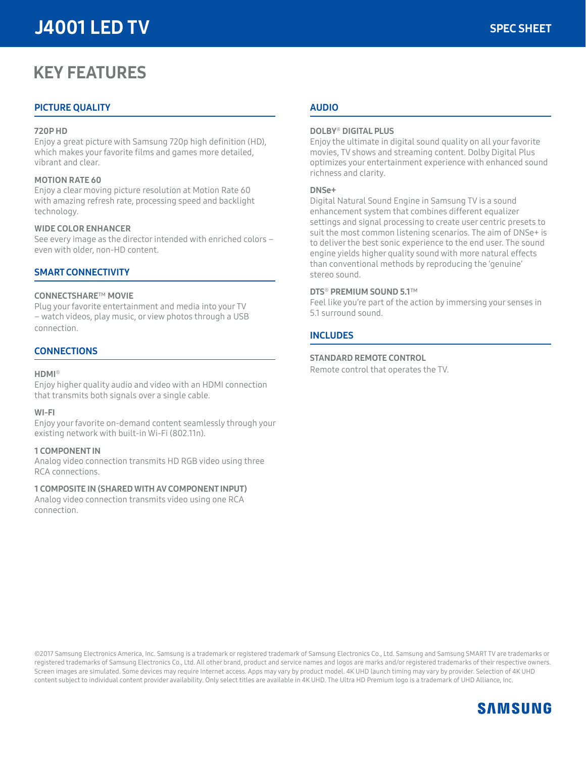# J4001 LED TV

SPEC SHEET

## KEY FEATURES

### PICTURE QUALITY

**720P HD**
Enjoy a great picture with Samsung 720p high definition (HD), which makes your favorite films and games more detailed, vibrant and clear.

**MOTION RATE 60**
Enjoy a clear moving picture resolution at Motion Rate 60 with amazing refresh rate, processing speed and backlight technology.

**WIDE COLOR ENHANCER**
See every image as the director intended with enriched colors – even with older, non-HD content.

### SMART CONNECTIVITY

**CONNECTSHARE™ MOVIE**
Plug your favorite entertainment and media into your TV – watch videos, play music, or view photos through a USB connection.

### CONNECTIONS

**HDMI®**
Enjoy higher quality audio and video with an HDMI connection that transmits both signals over a single cable.

**WI-FI**
Enjoy your favorite on-demand content seamlessly through your existing network with built-in Wi-Fi (802.11n).

**1 COMPONENT IN**
Analog video connection transmits HD RGB video using three RCA connections.

**1 COMPOSITE IN (SHARED WITH AV COMPONENT INPUT)**
Analog video connection transmits video using one RCA connection.

### AUDIO

**DOLBY® DIGITAL PLUS**
Enjoy the ultimate in digital sound quality on all your favorite movies, TV shows and streaming content. Dolby Digital Plus optimizes your entertainment experience with enhanced sound richness and clarity.

**DNSe+**
Digital Natural Sound Engine in Samsung TV is a sound enhancement system that combines different equalizer settings and signal processing to create user centric presets to suit the most common listening scenarios. The aim of DNSe+ is to deliver the best sonic experience to the end user. The sound engine yields higher quality sound with more natural effects than conventional methods by reproducing the 'genuine' stereo sound.

**DTS® PREMIUM SOUND 5.1™**
Feel like you're part of the action by immersing your senses in 5.1 surround sound.

### INCLUDES

**STANDARD REMOTE CONTROL**
Remote control that operates the TV.

©2017 Samsung Electronics America, Inc. Samsung is a trademark or registered trademark of Samsung Electronics Co., Ltd. Samsung and Samsung SMART TV are trademarks or registered trademarks of Samsung Electronics Co., Ltd. All other brand, product and service names and logos are marks and/or registered trademarks of their respective owners. Screen images are simulated. Some devices may require Internet access. Apps may vary by product model. 4K UHD launch timing may vary by provider. Selection of 4K UHD content subject to individual content provider availability. Only select titles are available in 4K UHD. The Ultra HD Premium logo is a trademark of UHD Alliance, Inc.

SAMSUNG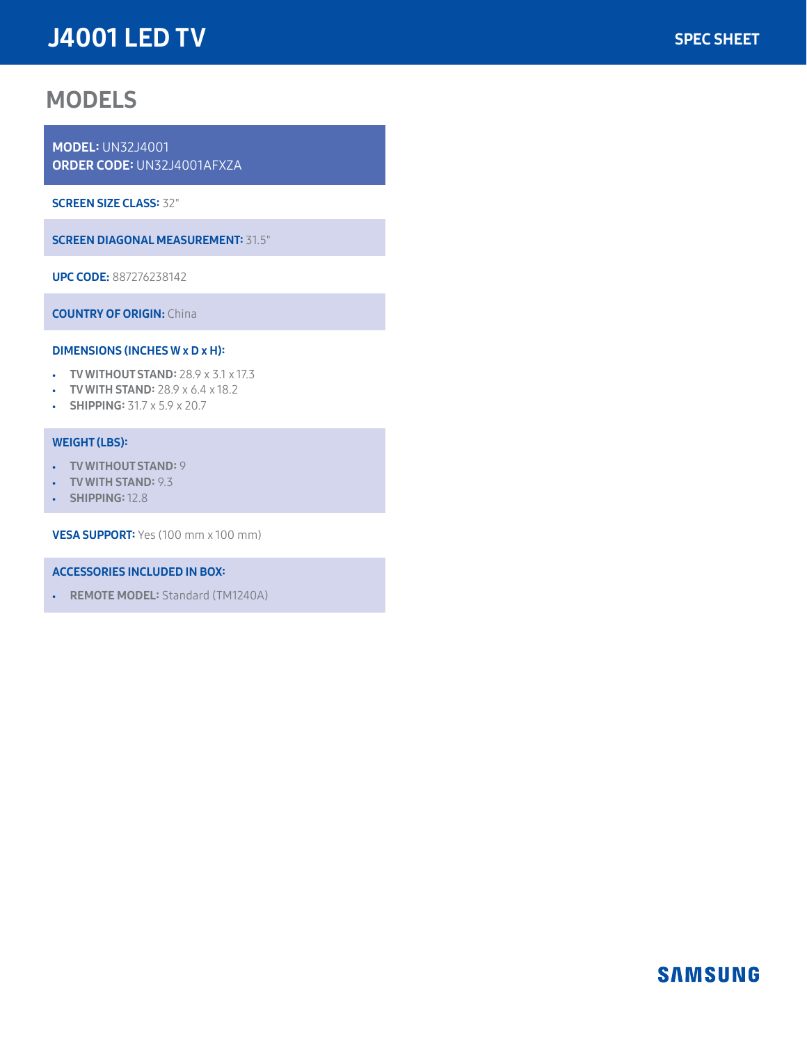## MODELS

**MODEL:** UN32J4001
**ORDER CODE:** UN32J4001AFXZA

**SCREEN SIZE CLASS:** 32"

**SCREEN DIAGONAL MEASUREMENT:** 31.5"

**UPC CODE:** 887276238142

**COUNTRY OF ORIGIN:** China

**DIMENSIONS (INCHES W x D x H):**

- **TV WITHOUT STAND:** 28.9 x 3.1 x 17.3
- **TV WITH STAND:** 28.9 x 6.4 x 18.2
- **SHIPPING:** 31.7 x 5.9 x 20.7

**WEIGHT (LBS):**

- **TV WITHOUT STAND:** 9
- **TV WITH STAND:** 9.3
- **SHIPPING:** 12.8

**VESA SUPPORT:** Yes (100 mm x 100 mm)

**ACCESSORIES INCLUDED IN BOX:**

- **REMOTE MODEL:** Standard (TM1240A)